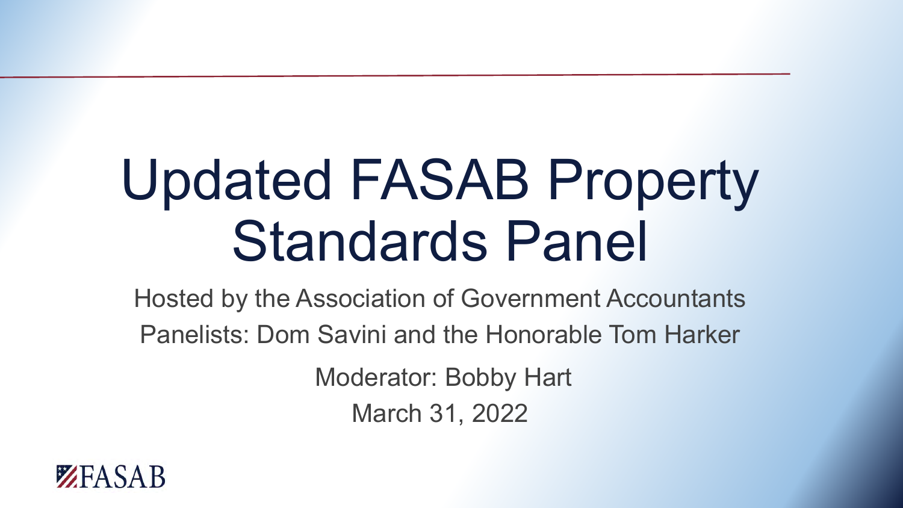# Updated FASAB Property Standards Panel

Hosted by the Association of Government Accountants

Panelists: Dom Savini and the Honorable Tom Harker

Moderator: Bobby Hart

March 31, 2022

FASAB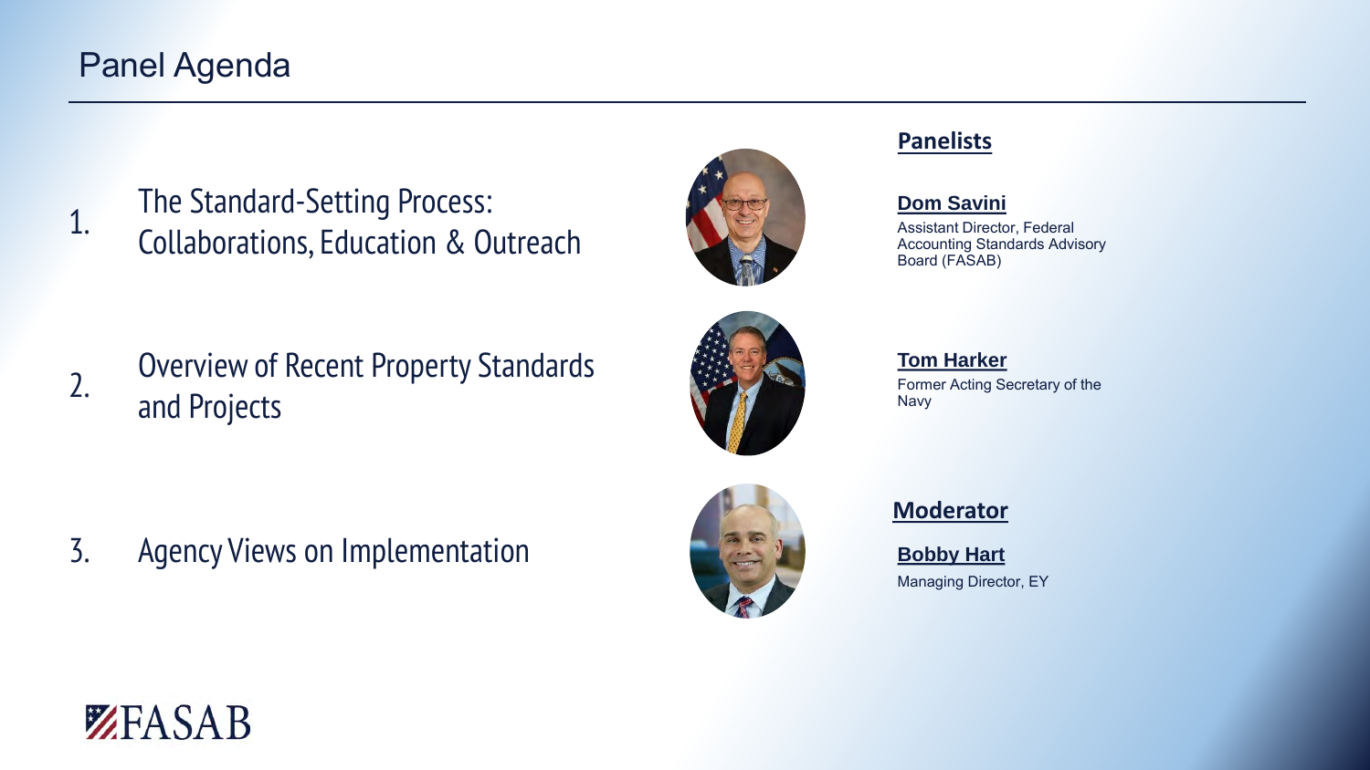# Panel Agenda

1. The Standard-Setting Process: Collaborations, Education & Outreach
2. Overview of Recent Property Standards and Projects
3. Agency Views on Implementation

## Panelists

**Dom Savini**
Assistant Director, Federal Accounting Standards Advisory Board (FASAB)

**Tom Harker**
Former Acting Secretary of the Navy

## Moderator

**Bobby Hart**
Managing Director, EY

FASAB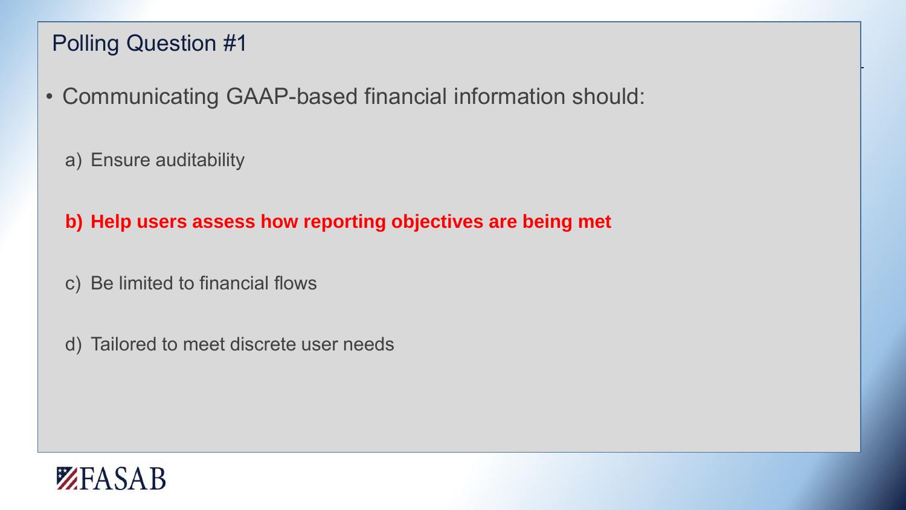## Polling Question #1

- Communicating GAAP-based financial information should:

  a) Ensure auditability

  **b) Help users assess how reporting objectives are being met**

  c) Be limited to financial flows

  d) Tailored to meet discrete user needs

FASAB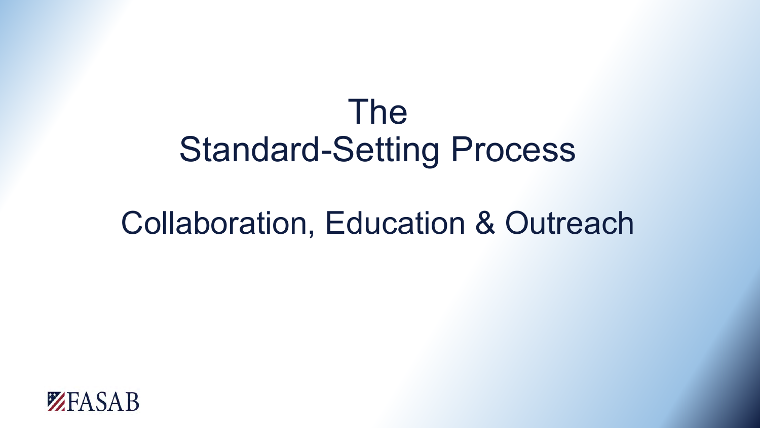# The Standard-Setting Process

## Collaboration, Education & Outreach

FASAB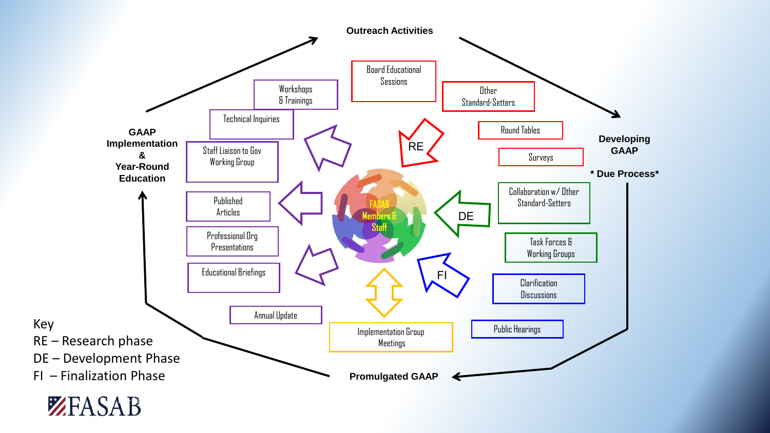**Outreach Activities**

**Developing GAAP**

**\* Due Process\***

**Promulgated GAAP**

**GAAP Implementation & Year-Round Education**

FASAB Members & Staff

RE

- Board Educational Sessions
- Other Standard-Setters
- Round Tables
- Surveys

DE

- Collaboration w/ Other Standard-Setters
- Task Forces & Working Groups

FI

- Clarification Discussions
- Public Hearings

Implementation Group Meetings

- Workshops & Trainings
- Technical Inquiries
- Staff Liaison to Gov Working Group
- Published Articles
- Professional Org Presentations
- Educational Briefings
- Annual Update

Key
RE – Research phase
DE – Development Phase
FI – Finalization Phase

FASAB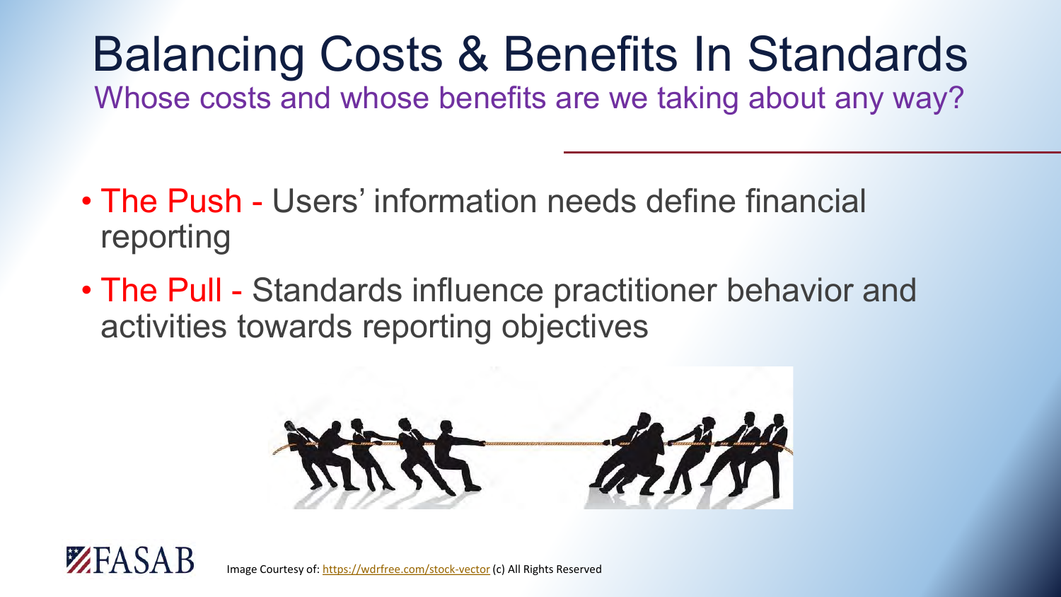# Balancing Costs & Benefits In Standards

## Whose costs and whose benefits are we taking about any way?

- The Push - Users' information needs define financial reporting
- The Pull - Standards influence practitioner behavior and activities towards reporting objectives

Image Courtesy of: https://wdrfree.com/stock-vector (c) All Rights Reserved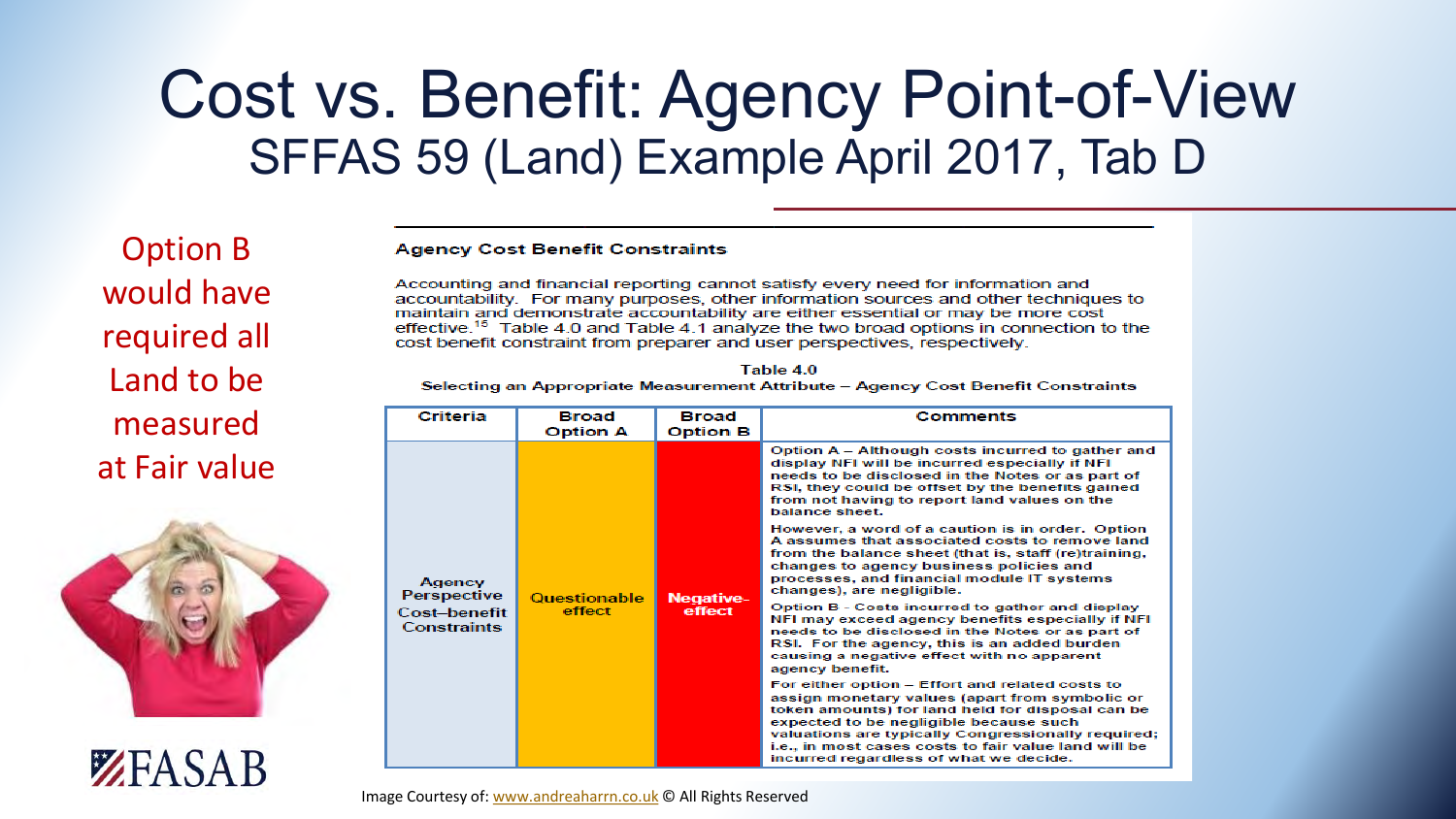# Cost vs. Benefit: Agency Point-of-View

## SFFAS 59 (Land) Example April 2017, Tab D

Option B would have required all Land to be measured at Fair value

FASAB

### Agency Cost Benefit Constraints

Accounting and financial reporting cannot satisfy every need for information and accountability. For many purposes, other information sources and other techniques to maintain and demonstrate accountability are either essential or may be more cost effective.[15] Table 4.0 and Table 4.1 analyze the two broad options in connection to the cost benefit constraint from preparer and user perspectives, respectively.

Table 4.0
Selecting an Appropriate Measurement Attribute – Agency Cost Benefit Constraints

| Criteria | Broad Option A | Broad Option B | Comments |
|---|---|---|---|
| Agency Perspective Cost–benefit Constraints | Questionable effect | Negative effect | Option A – Although costs incurred to gather and display NFI will be incurred especially if NFI needs to be disclosed in the Notes or as part of RSI, they could be offset by the benefits gained from not having to report land values on the balance sheet. However, a word of a caution is in order. Option A assumes that associated costs to remove land from the balance sheet (that is, staff (re)training, changes to agency business policies and processes, and financial module IT systems changes), are negligible. Option B - Costs incurred to gather and display NFI may exceed agency benefits especially if NFI needs to be disclosed in the Notes or as part of RSI. For the agency, this is an added burden causing a negative effect with no apparent agency benefit. For either option – Effort and related costs to assign monetary values (apart from symbolic or token amounts) for land held for disposal can be expected to be negligible because such valuations are typically Congressionally required; i.e., in most cases costs to fair value land will be incurred regardless of what we decide. |

Image Courtesy of: www.andreaharrn.co.uk © All Rights Reserved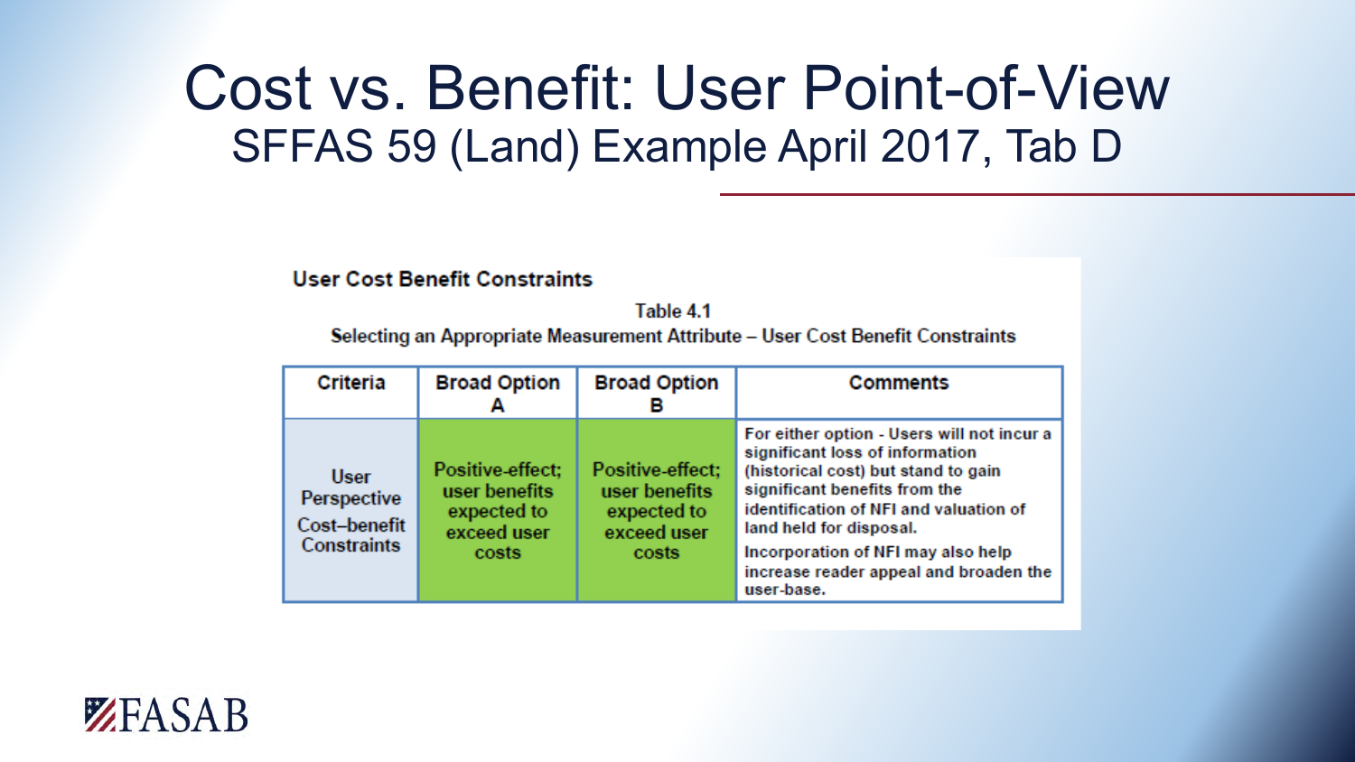# Cost vs. Benefit: User Point-of-View

## SFFAS 59 (Land) Example April 2017, Tab D

**User Cost Benefit Constraints**

**Table 4.1**
**Selecting an Appropriate Measurement Attribute – User Cost Benefit Constraints**

| Criteria | Broad Option A | Broad Option B | Comments |
|---|---|---|---|
| User Perspective Cost–benefit Constraints | Positive-effect; user benefits expected to exceed user costs | Positive-effect; user benefits expected to exceed user costs | For either option - Users will not incur a significant loss of information (historical cost) but stand to gain significant benefits from the identification of NFI and valuation of land held for disposal. Incorporation of NFI may also help increase reader appeal and broaden the user-base. |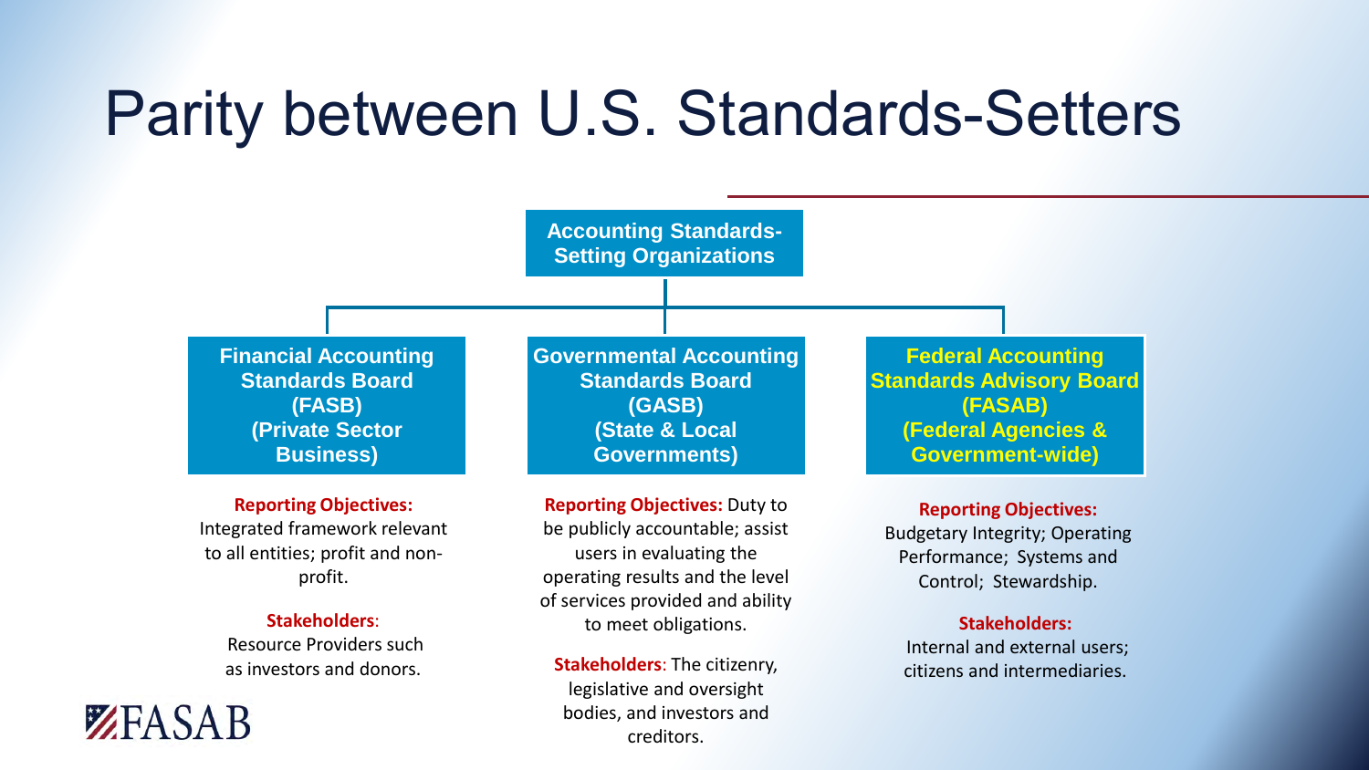# Parity between U.S. Standards-Setters

**Accounting Standards-Setting Organizations**

### Financial Accounting Standards Board (FASB) (Private Sector Business)

**Reporting Objectives:** Integrated framework relevant to all entities; profit and non-profit.

**Stakeholders**: Resource Providers such as investors and donors.

### Governmental Accounting Standards Board (GASB) (State & Local Governments)

**Reporting Objectives:** Duty to be publicly accountable; assist users in evaluating the operating results and the level of services provided and ability to meet obligations.

**Stakeholders**: The citizenry, legislative and oversight bodies, and investors and creditors.

### Federal Accounting Standards Advisory Board (FASAB) (Federal Agencies & Government-wide)

**Reporting Objectives:** Budgetary Integrity; Operating Performance; Systems and Control; Stewardship.

**Stakeholders:** Internal and external users; citizens and intermediaries.

FASAB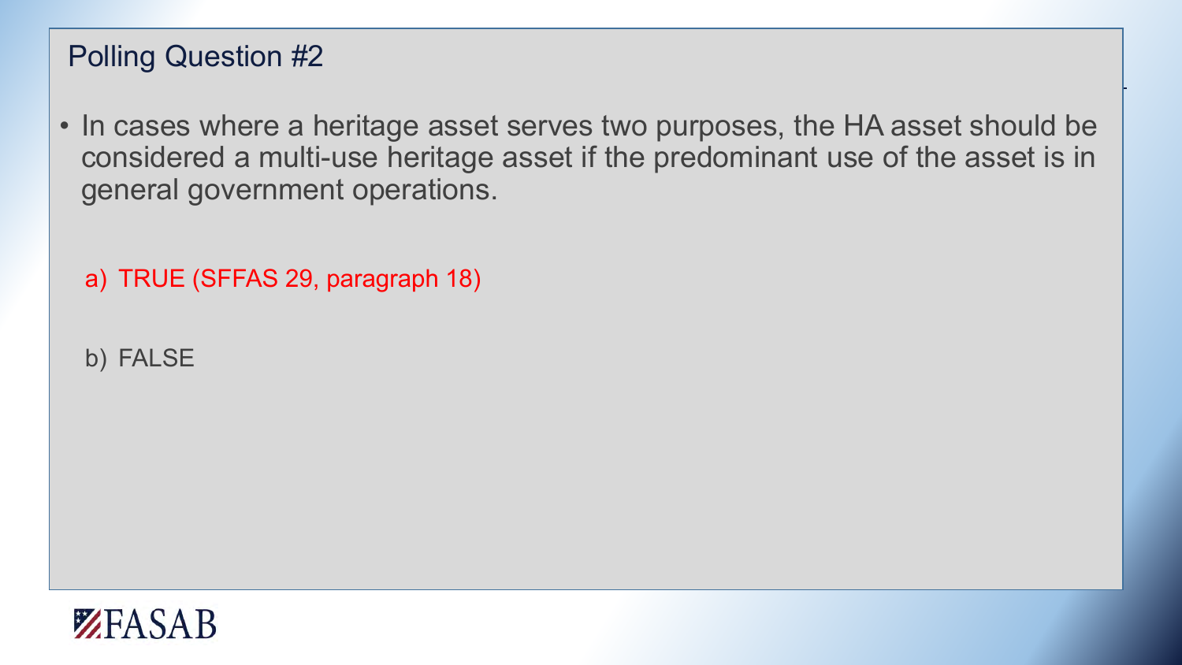## Polling Question #2

- In cases where a heritage asset serves two purposes, the HA asset should be considered a multi-use heritage asset if the predominant use of the asset is in general government operations.

  a) TRUE (SFFAS 29, paragraph 18)

  b) FALSE

FASAB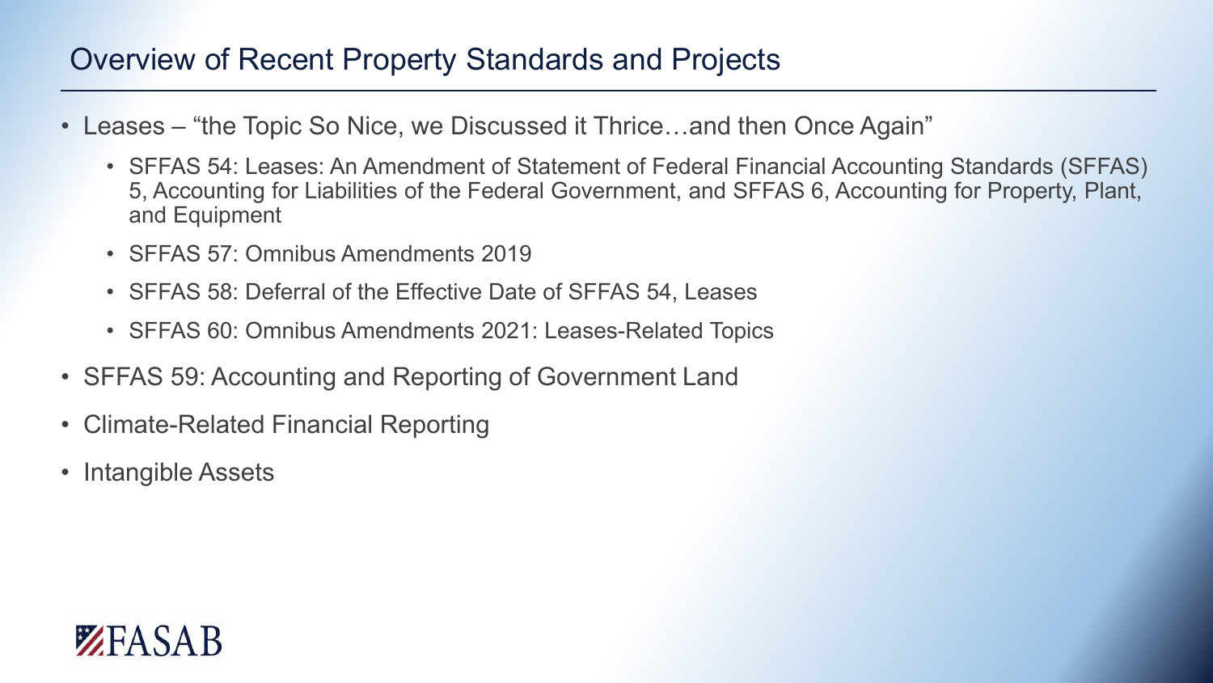# Overview of Recent Property Standards and Projects

- Leases – "the Topic So Nice, we Discussed it Thrice…and then Once Again"
  - SFFAS 54: Leases: An Amendment of Statement of Federal Financial Accounting Standards (SFFAS) 5, Accounting for Liabilities of the Federal Government, and SFFAS 6, Accounting for Property, Plant, and Equipment
  - SFFAS 57: Omnibus Amendments 2019
  - SFFAS 58: Deferral of the Effective Date of SFFAS 54, Leases
  - SFFAS 60: Omnibus Amendments 2021: Leases-Related Topics
- SFFAS 59: Accounting and Reporting of Government Land
- Climate-Related Financial Reporting
- Intangible Assets

FASAB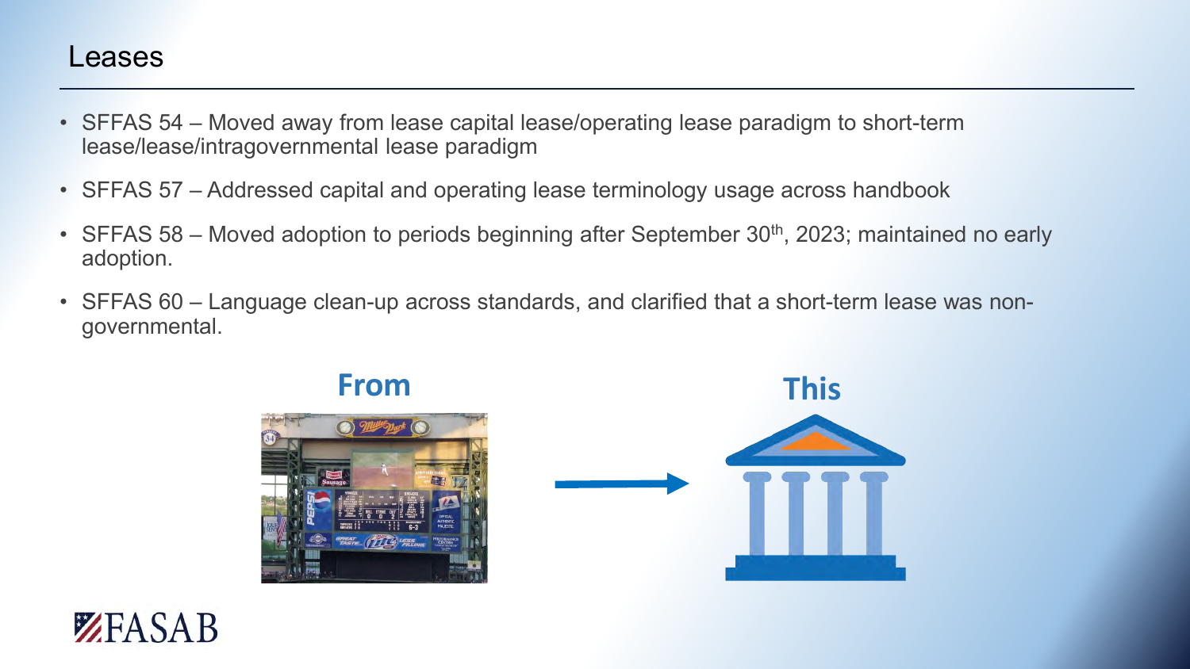# Leases

- SFFAS 54 – Moved away from lease capital lease/operating lease paradigm to short-term lease/lease/intragovernmental lease paradigm
- SFFAS 57 – Addressed capital and operating lease terminology usage across handbook
- SFFAS 58 – Moved adoption to periods beginning after September 30th, 2023; maintained no early adoption.
- SFFAS 60 – Language clean-up across standards, and clarified that a short-term lease was non-governmental.

**From** → **This**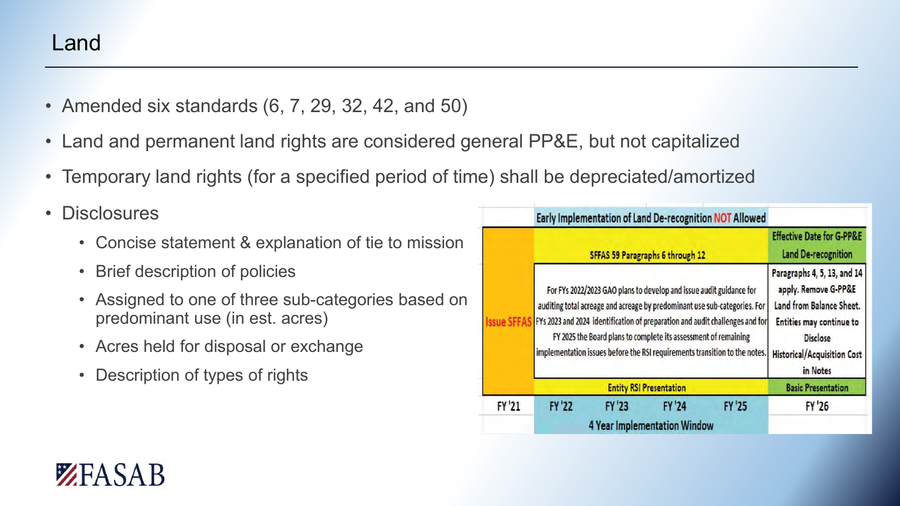# Land

- Amended six standards (6, 7, 29, 32, 42, and 50)
- Land and permanent land rights are considered general PP&E, but not capitalized
- Temporary land rights (for a specified period of time) shall be depreciated/amortized
- Disclosures
  - Concise statement & explanation of tie to mission
  - Brief description of policies
  - Assigned to one of three sub-categories based on predominant use (in est. acres)
  - Acres held for disposal or exchange
  - Description of types of rights

| | Early Implementation of Land De-recognition NOT Allowed | | | | |
|---|---|---|---|---|---|
| Issue SFFAS | SFFAS 59 Paragraphs 6 through 12 | | | | Effective Date for G-PP&E Land De-recognition |
| | For FYs 2022/2023 GAO plans to develop and issue audit guidance for auditing total acreage and acreage by predominant use sub-categories. For FYs 2023 and 2024 identification of preparation and audit challenges and for FY 2025 the Board plans to complete its assessment of remaining implementation issues before the RSI requirements transition to the notes. | | | | Paragraphs 4, 5, 13, and 14 apply. Remove G-PP&E Land from Balance Sheet. Entities may continue to Disclose Historical/Acquisition Cost in Notes |
| | Entity RSI Presentation | | | | Basic Presentation |
| FY '21 | FY '22 | FY '23 | FY '24 | FY '25 | FY '26 |
| | 4 Year Implementation Window | | | | |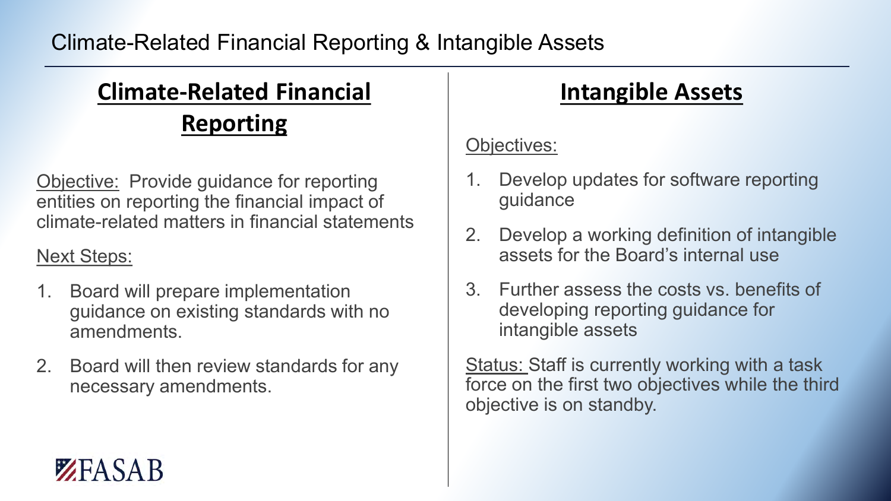# Climate-Related Financial Reporting & Intangible Assets

## Climate-Related Financial Reporting

Objective: Provide guidance for reporting entities on reporting the financial impact of climate-related matters in financial statements

Next Steps:

1. Board will prepare implementation guidance on existing standards with no amendments.
2. Board will then review standards for any necessary amendments.

## Intangible Assets

Objectives:

1. Develop updates for software reporting guidance
2. Develop a working definition of intangible assets for the Board's internal use
3. Further assess the costs vs. benefits of developing reporting guidance for intangible assets

Status: Staff is currently working with a task force on the first two objectives while the third objective is on standby.

FASAB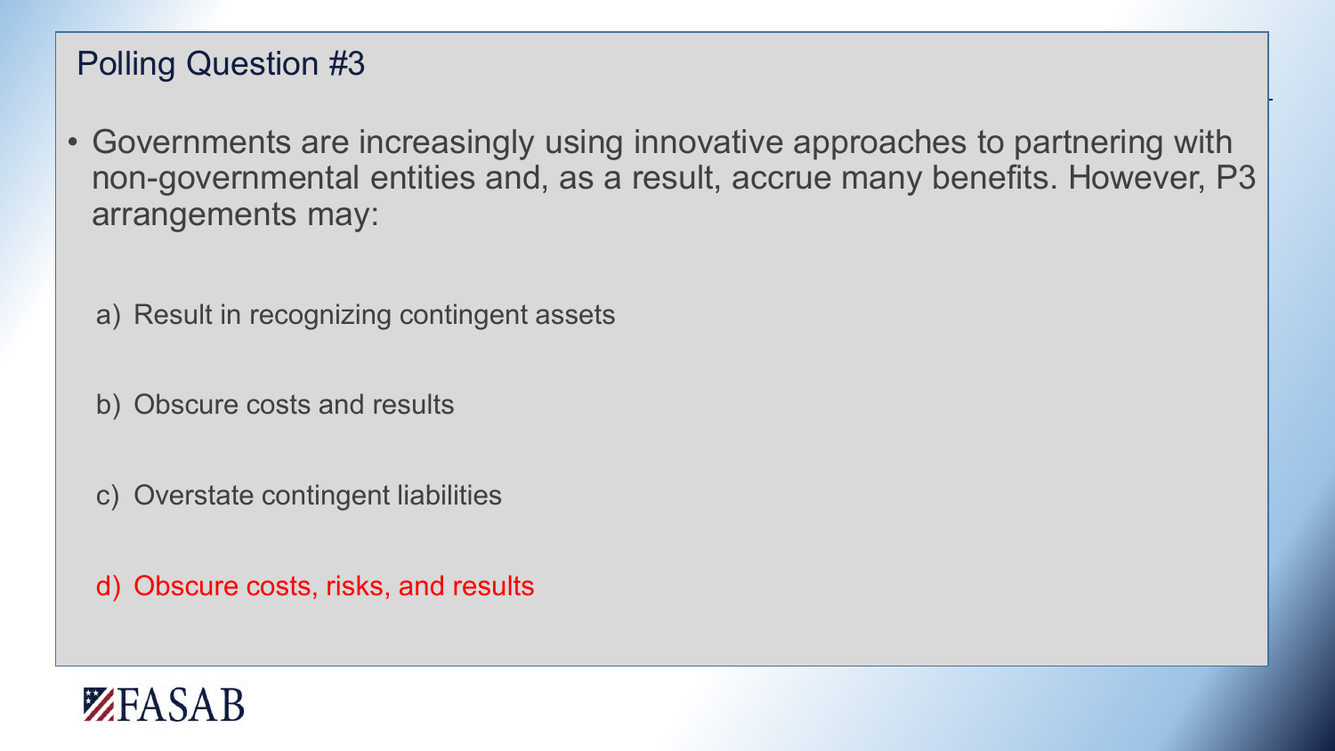## Polling Question #3

- Governments are increasingly using innovative approaches to partnering with non-governmental entities and, as a result, accrue many benefits. However, P3 arrangements may:

  a) Result in recognizing contingent assets

  b) Obscure costs and results

  c) Overstate contingent liabilities

  d) Obscure costs, risks, and results

FASAB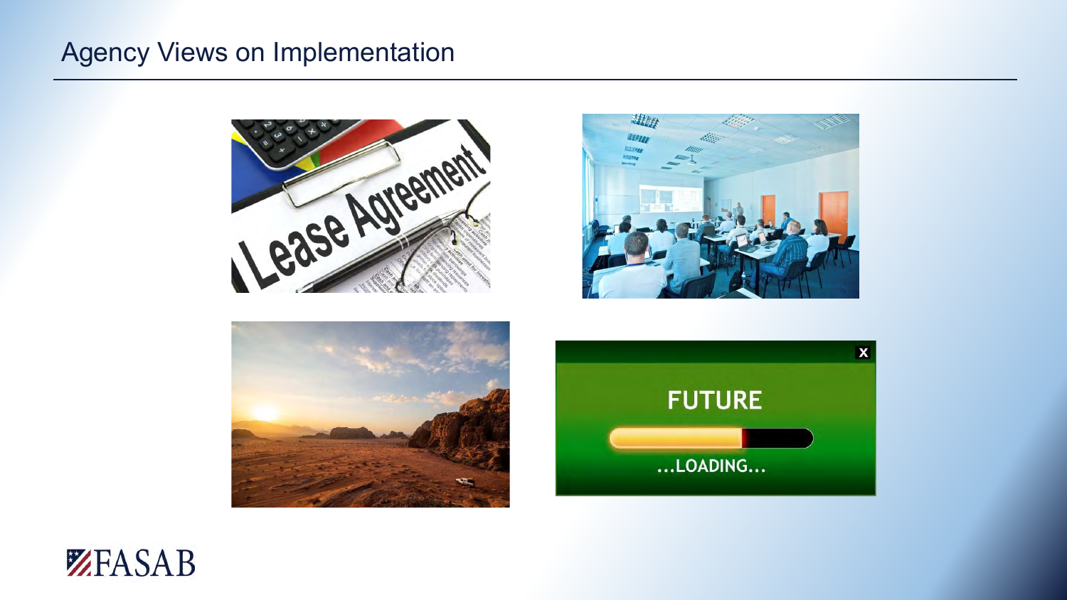# Agency Views on Implementation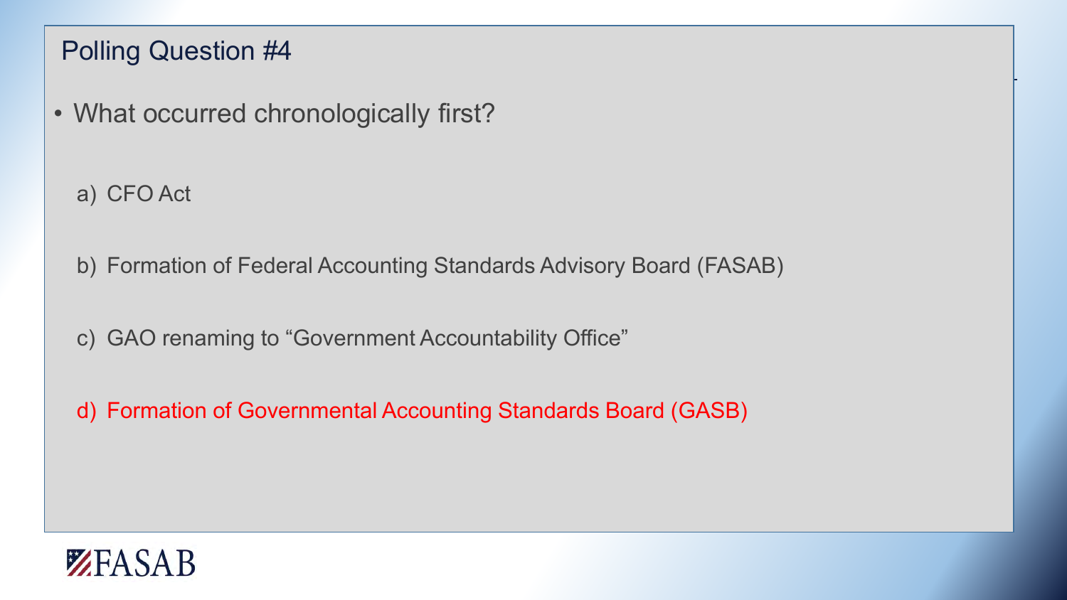## Polling Question #4

- What occurred chronologically first?

  a) CFO Act

  b) Formation of Federal Accounting Standards Advisory Board (FASAB)

  c) GAO renaming to "Government Accountability Office"

  d) Formation of Governmental Accounting Standards Board (GASB)

FASAB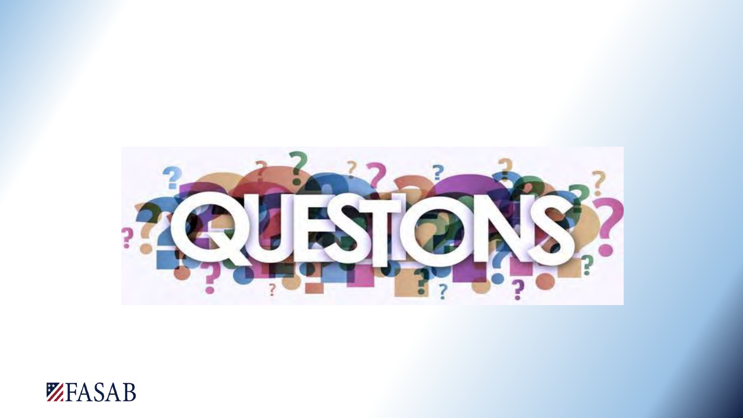QUESTIONS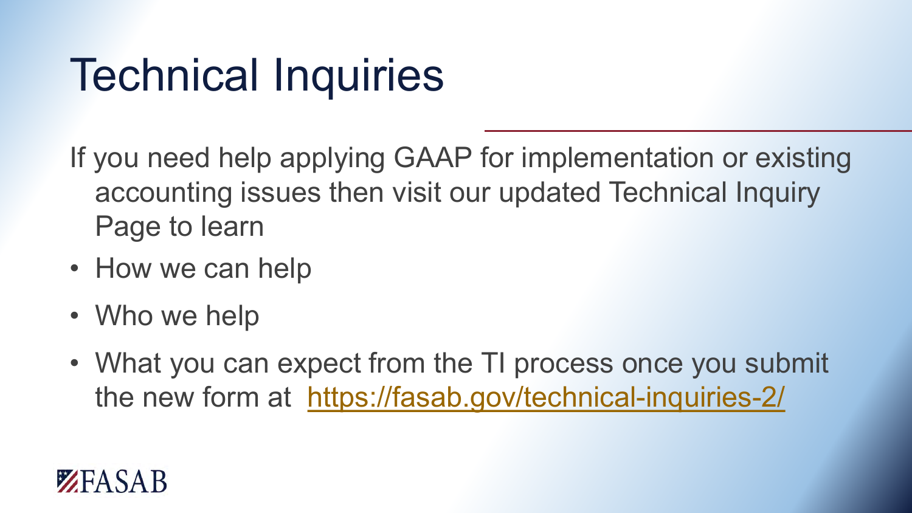# Technical Inquiries

If you need help applying GAAP for implementation or existing accounting issues then visit our updated Technical Inquiry Page to learn

- How we can help
- Who we help
- What you can expect from the TI process once you submit the new form at https://fasab.gov/technical-inquiries-2/

FASAB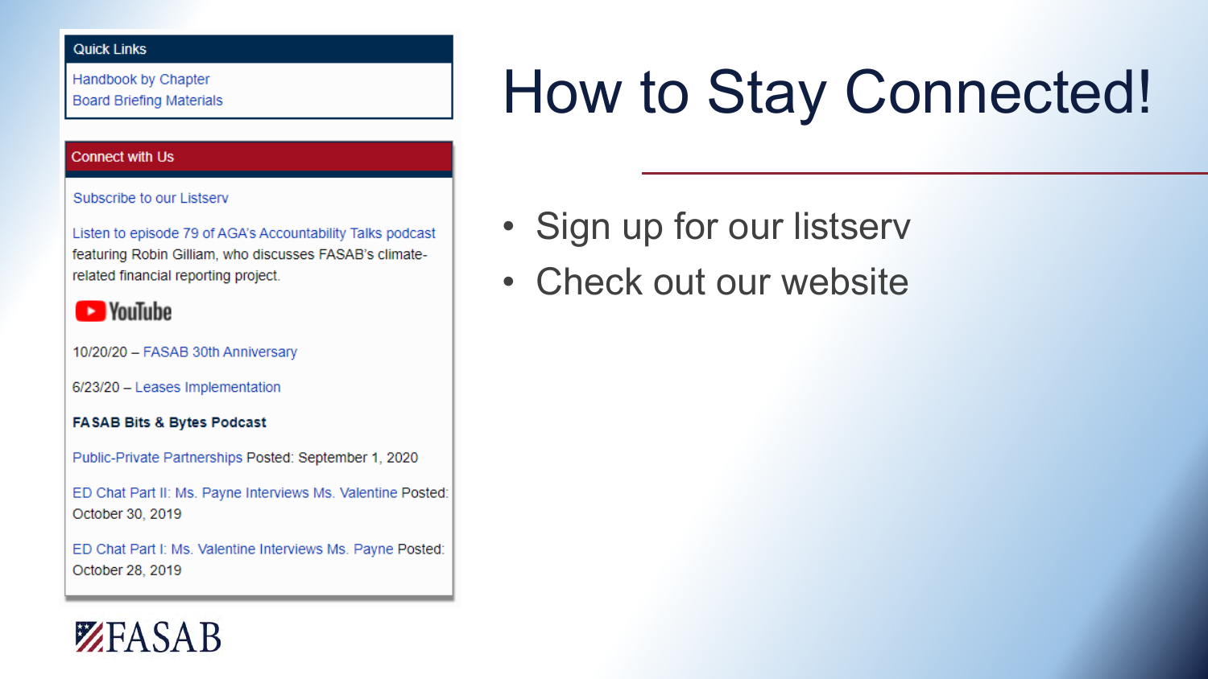# How to Stay Connected!

- Sign up for our listserv
- Check out our website

**Quick Links**

Handbook by Chapter
Board Briefing Materials

**Connect with Us**

Subscribe to our Listserv

Listen to episode 79 of AGA's Accountability Talks podcast featuring Robin Gilliam, who discusses FASAB's climate-related financial reporting project.

YouTube

10/20/20 – FASAB 30th Anniversary

6/23/20 – Leases Implementation

**FASAB Bits & Bytes Podcast**

Public-Private Partnerships Posted: September 1, 2020

ED Chat Part II: Ms. Payne Interviews Ms. Valentine Posted: October 30, 2019

ED Chat Part I: Ms. Valentine Interviews Ms. Payne Posted: October 28, 2019

FASAB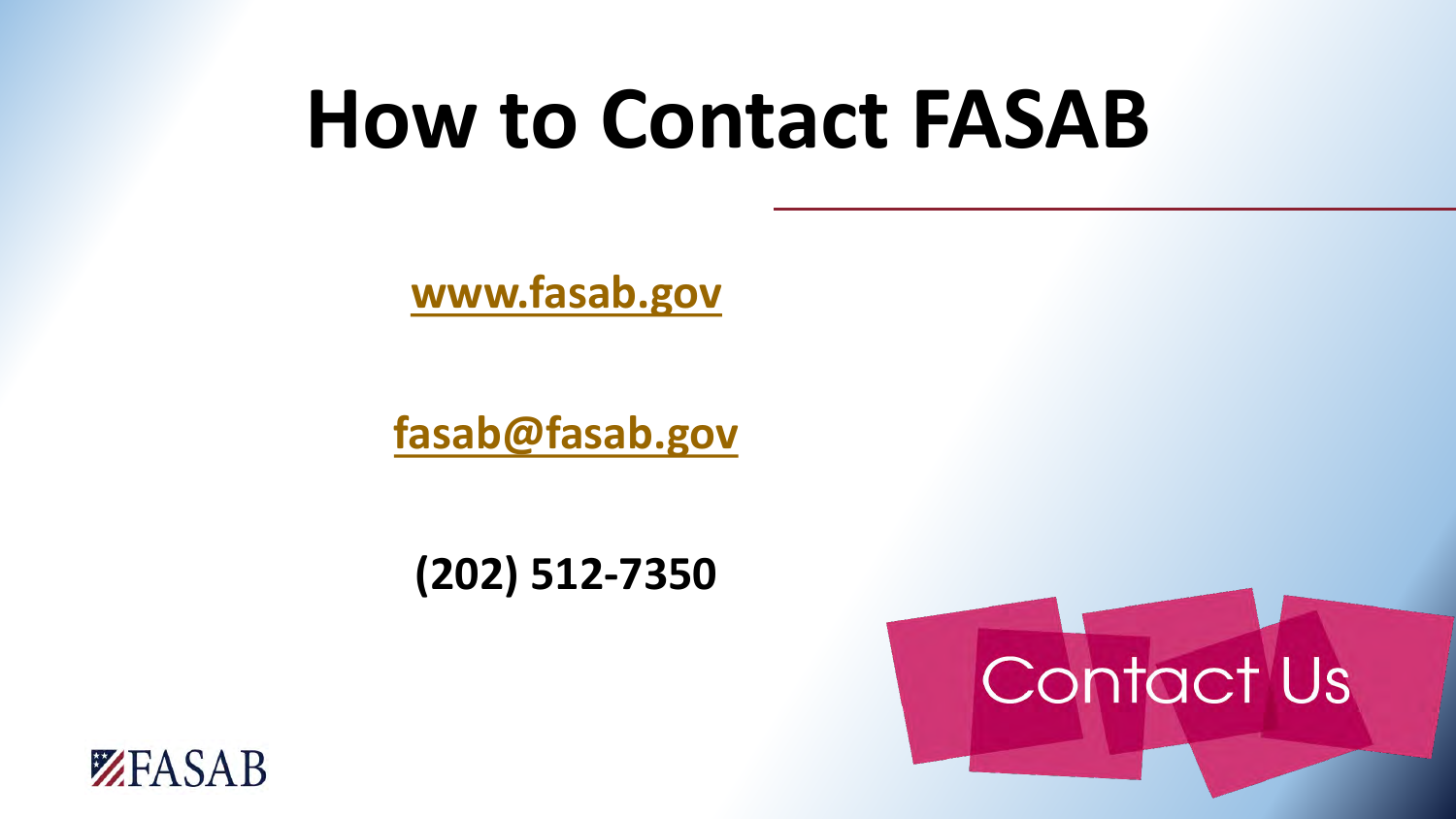# How to Contact FASAB

www.fasab.gov

fasab@fasab.gov

**(202) 512-7350**

Contact Us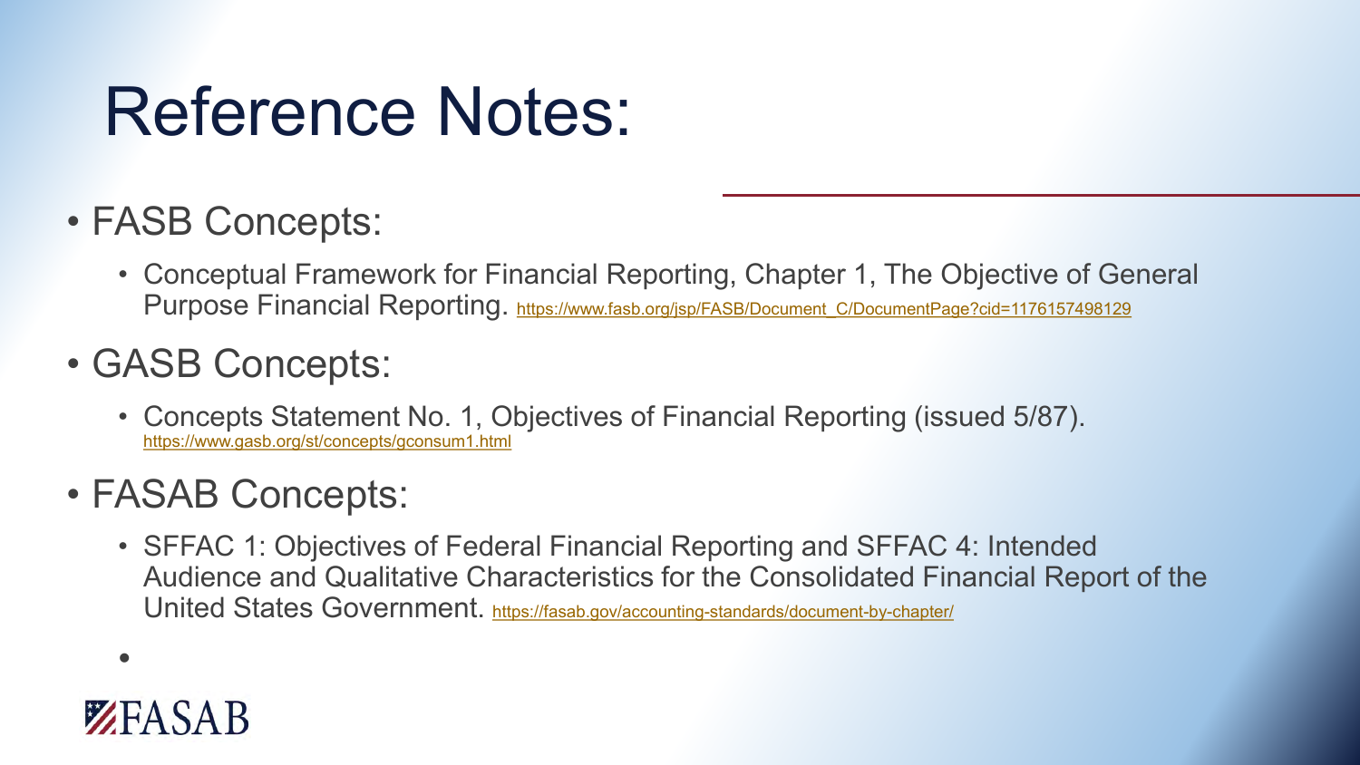# Reference Notes:

- FASB Concepts:
  - Conceptual Framework for Financial Reporting, Chapter 1, The Objective of General Purpose Financial Reporting. https://www.fasb.org/jsp/FASB/Document_C/DocumentPage?cid=1176157498129
- GASB Concepts:
  - Concepts Statement No. 1, Objectives of Financial Reporting (issued 5/87). https://www.gasb.org/st/concepts/gconsum1.html
- FASAB Concepts:
  - SFFAC 1: Objectives of Federal Financial Reporting and SFFAC 4: Intended Audience and Qualitative Characteristics for the Consolidated Financial Report of the United States Government. https://fasab.gov/accounting-standards/document-by-chapter/

FASAB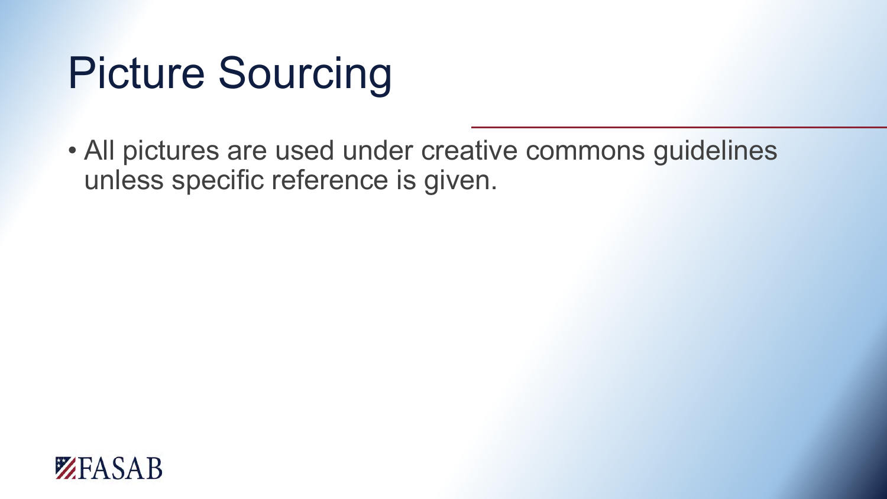# Picture Sourcing

- All pictures are used under creative commons guidelines unless specific reference is given.